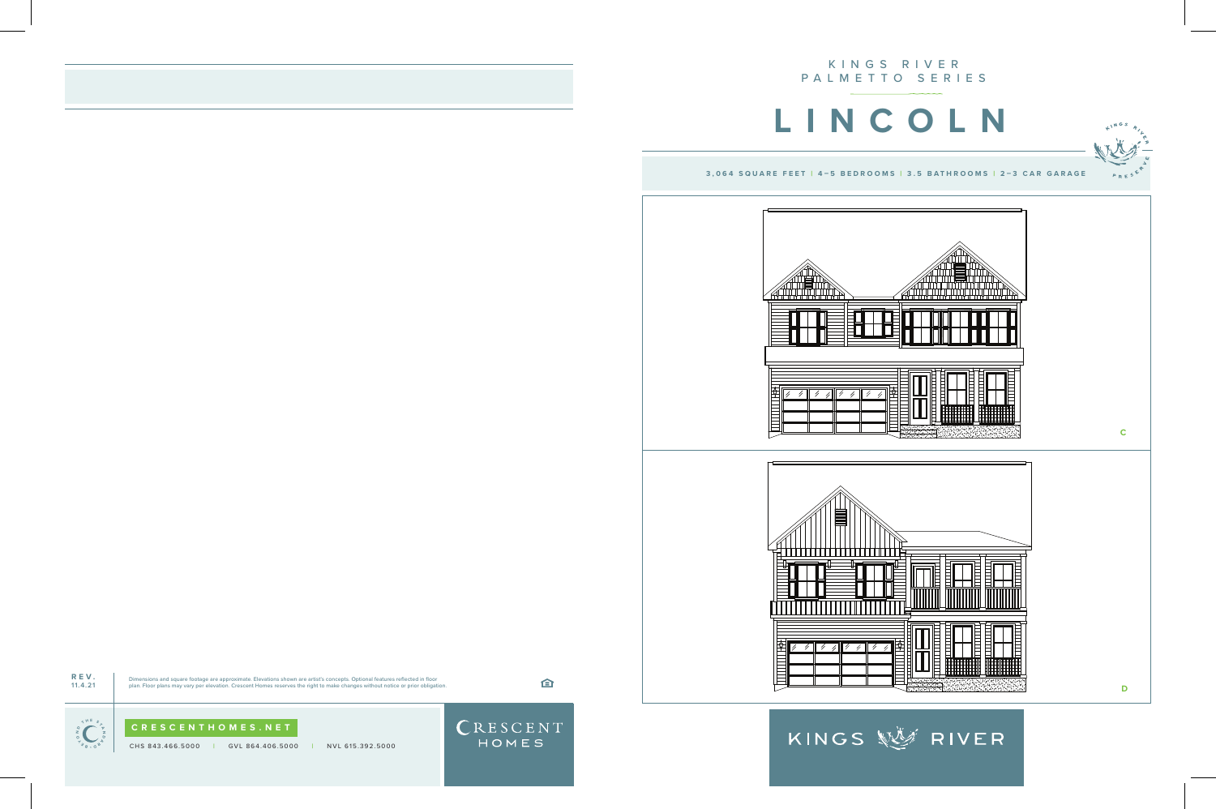KINGS RIVER
PALMETTO SERIES

# LINCOLN

**3,064 SQUARE FEET | 4–5 BEDROOMS | 3.5 BATHROOMS | 2–3 CAR GARAGE**

C

D

KINGS RIVER

REV. 11.4.21

Dimensions and square footage are approximate. Elevations shown are artist's concepts. Optional features reflected in floor plan. Floor plans may vary per elevation. Crescent Homes reserves the right to make changes without notice or prior obligation.

CRESCENTHOMES.NET

CHS 843.466.5000 | GVL 864.406.5000 | NVL 615.392.5000

CRESCENT HOMES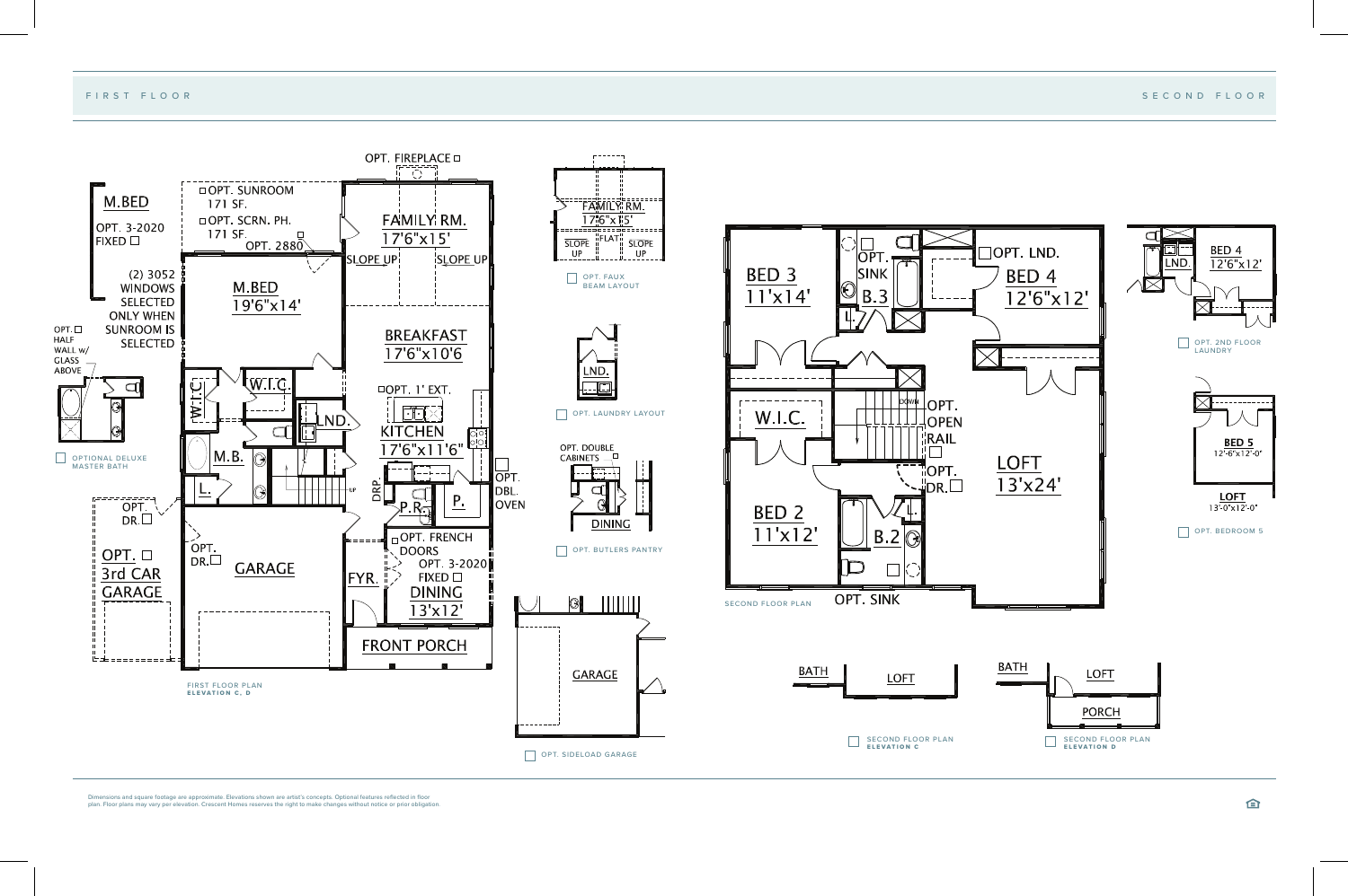FIRST FLOOR

SECOND FLOOR

OPT. FIREPLACE

M.BED

OPT. 3-2020 FIXED

(2) 3052 WINDOWS SELECTED ONLY WHEN SUNROOM IS SELECTED

OPT. HALF WALL w/ GLASS ABOVE

OPTIONAL DELUXE MASTER BATH

OPT. SUNROOM 171 SF.

OPT. SCRN. PH. 171 SF.

OPT. 2880

FAMILY RM. 17'6"x15'

SLOPE UP

SLOPE UP

M.BED 19'6"x14'

BREAKFAST 17'6"x10'6

W.I.C.

W.I.C.

OPT. 1' EXT.

LND.

KITCHEN 17'6"x11'6"

M.B.

L.

UP

DRP.

P.R.

P.

OPT. DBL. OVEN

OPT. DR.

OPT. DR.

OPT. 3rd CAR GARAGE

GARAGE

FYR.

OPT. FRENCH DOORS

OPT. 3-2020 FIXED

DINING 13'x12'

FRONT PORCH

FIRST FLOOR PLAN
ELEVATION C, D

FAMILY RM. 17'6"x15'

SLOPE UP

FLAT

SLOPE UP

OPT. FAUX BEAM LAYOUT

LND.

OPT. LAUNDRY LAYOUT

OPT. DOUBLE CABINETS

DINING

OPT. BUTLERS PANTRY

GARAGE

OPT. SIDELOAD GARAGE

BED 3 11'x14'

OPT. SINK

B.3

L.

OPT. LND.

BED 4 12'6"x12'

W.I.C.

DOWN

OPT. OPEN RAIL

OPT. DR.

LOFT 13'x24'

BED 2 11'x12'

B.2

L.

OPT. SINK

SECOND FLOOR PLAN

LND.

BED 4 12'6"x12'

OPT. 2ND FLOOR LAUNDRY

BED 5 12'-6"x12'-0"

LOFT 13'-0"x12'-0"

OPT. BEDROOM 5

BATH

LOFT

SECOND FLOOR PLAN
ELEVATION C

BATH

LOFT

PORCH

SECOND FLOOR PLAN
ELEVATION D

Dimensions and square footage are approximate. Elevations shown are artist's concepts. Optional features reflected in floor plan. Floor plans may vary per elevation. Crescent Homes reserves the right to make changes without notice or prior obligation.